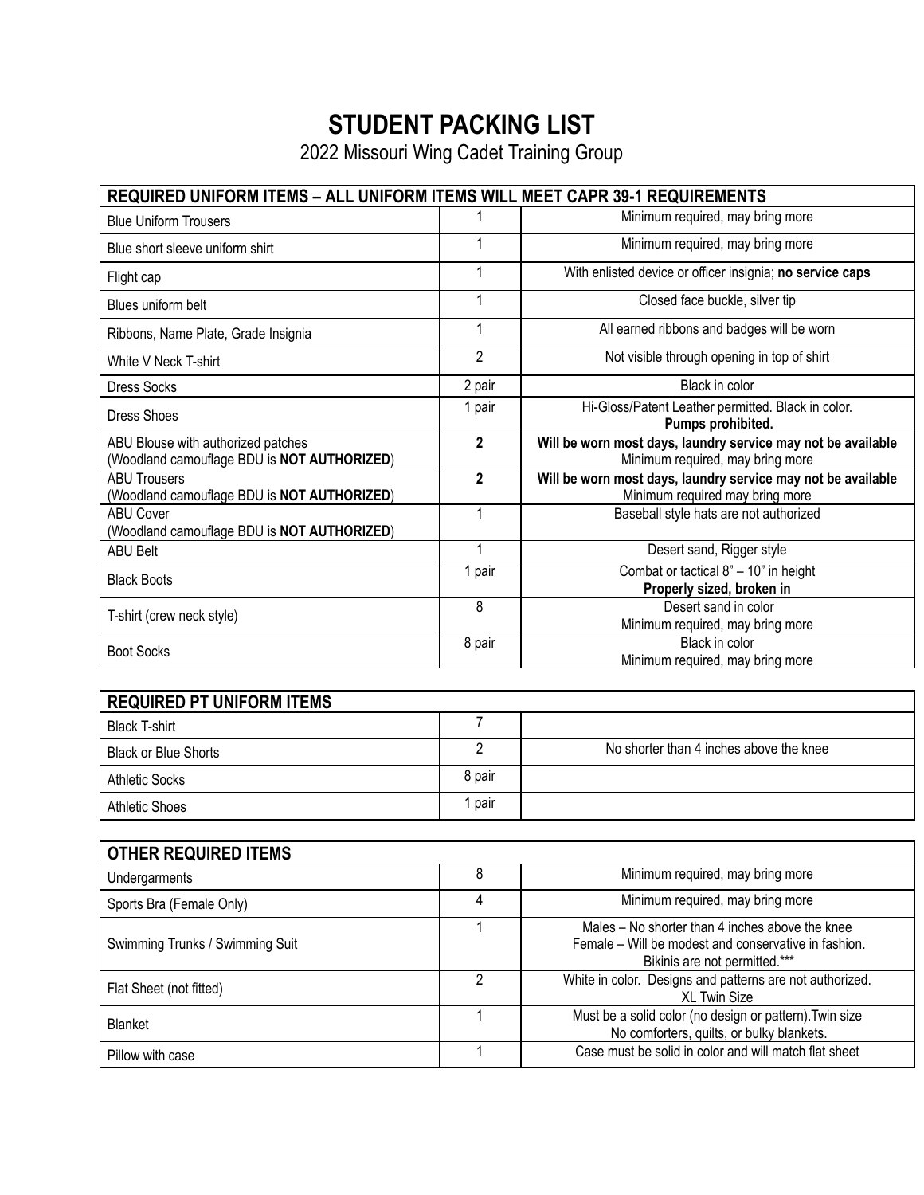# STUDENT PACKING LIST

2022 Missouri Wing Cadet Training Group

| REQUIRED UNIFORM ITEMS – ALL UNIFORM ITEMS WILL MEET CAPR 39-1 REQUIREMENTS | | |
|---|---|---|
| Blue Uniform Trousers | 1 | Minimum required, may bring more |
| Blue short sleeve uniform shirt | 1 | Minimum required, may bring more |
| Flight cap | 1 | With enlisted device or officer insignia; **no service caps** |
| Blues uniform belt | 1 | Closed face buckle, silver tip |
| Ribbons, Name Plate, Grade Insignia | 1 | All earned ribbons and badges will be worn |
| White V Neck T-shirt | 2 | Not visible through opening in top of shirt |
| Dress Socks | 2 pair | Black in color |
| Dress Shoes | 1 pair | Hi-Gloss/Patent Leather permitted. Black in color. **Pumps prohibited.** |
| ABU Blouse with authorized patches (Woodland camouflage BDU is **NOT AUTHORIZED**) | **2** | **Will be worn most days, laundry service may not be available** Minimum required, may bring more |
| ABU Trousers (Woodland camouflage BDU is **NOT AUTHORIZED**) | **2** | **Will be worn most days, laundry service may not be available** Minimum required may bring more |
| ABU Cover (Woodland camouflage BDU is **NOT AUTHORIZED**) | 1 | Baseball style hats are not authorized |
| ABU Belt | 1 | Desert sand, Rigger style |
| Black Boots | 1 pair | Combat or tactical 8" – 10" in height **Properly sized, broken in** |
| T-shirt (crew neck style) | 8 | Desert sand in color Minimum required, may bring more |
| Boot Socks | 8 pair | Black in color Minimum required, may bring more |

| REQUIRED PT UNIFORM ITEMS | | |
|---|---|---|
| Black T-shirt | 7 | |
| Black or Blue Shorts | 2 | No shorter than 4 inches above the knee |
| Athletic Socks | 8 pair | |
| Athletic Shoes | 1 pair | |

| OTHER REQUIRED ITEMS | | |
|---|---|---|
| Undergarments | 8 | Minimum required, may bring more |
| Sports Bra (Female Only) | 4 | Minimum required, may bring more |
| Swimming Trunks / Swimming Suit | 1 | Males – No shorter than 4 inches above the knee Female – Will be modest and conservative in fashion. Bikinis are not permitted.*** |
| Flat Sheet (not fitted) | 2 | White in color. Designs and patterns are not authorized. XL Twin Size |
| Blanket | 1 | Must be a solid color (no design or pattern).Twin size No comforters, quilts, or bulky blankets. |
| Pillow with case | 1 | Case must be solid in color and will match flat sheet |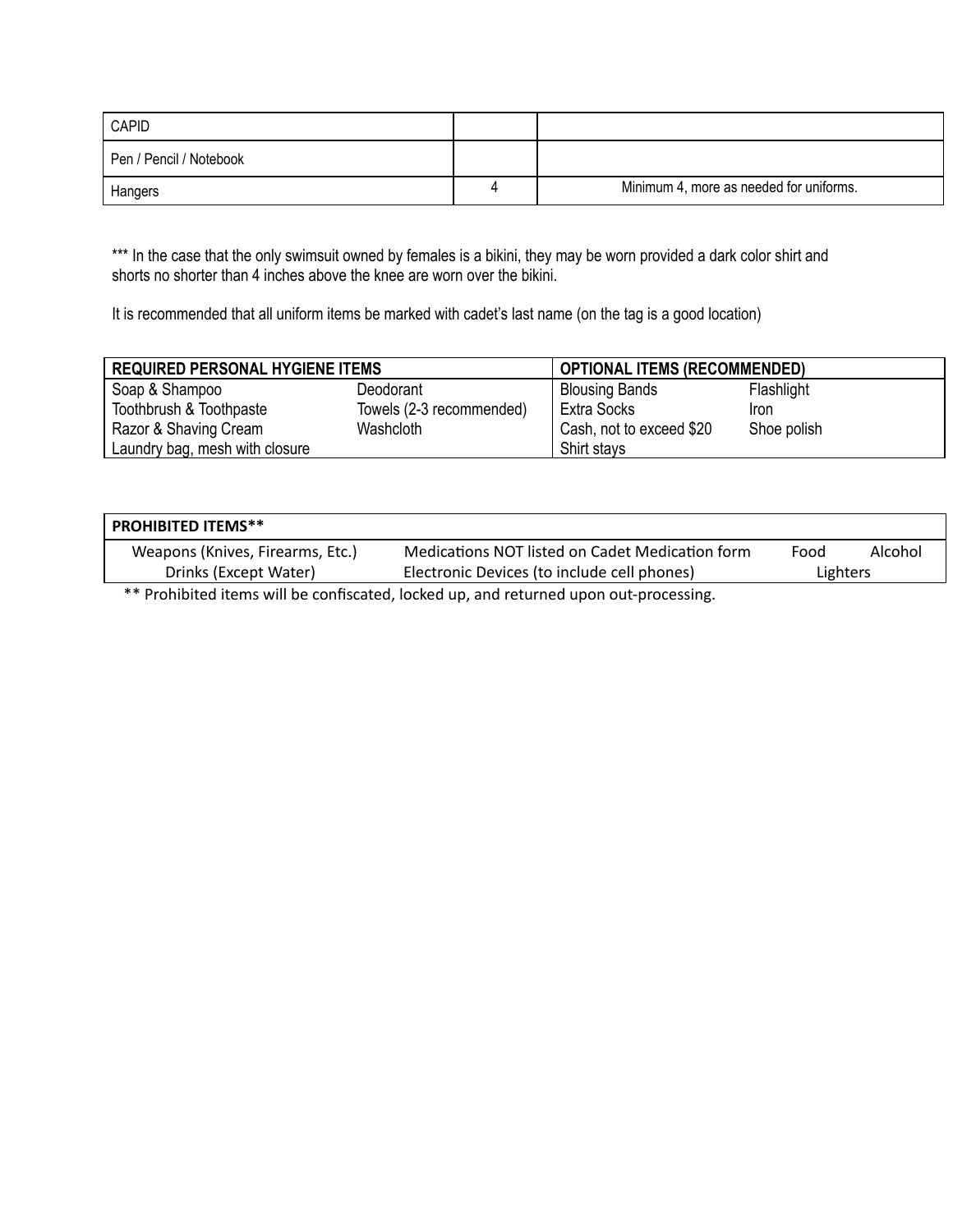| | | |
|---|---|---|
| CAPID | | |
| Pen / Pencil / Notebook | | |
| Hangers | 4 | Minimum 4, more as needed for uniforms. |

*** In the case that the only swimsuit owned by females is a bikini, they may be worn provided a dark color shirt and shorts no shorter than 4 inches above the knee are worn over the bikini.

It is recommended that all uniform items be marked with cadet's last name (on the tag is a good location)

| REQUIRED PERSONAL HYGIENE ITEMS | | OPTIONAL ITEMS (RECOMMENDED) | |
|---|---|---|---|
| Soap & Shampoo | Deodorant | Blousing Bands | Flashlight |
| Toothbrush & Toothpaste | Towels (2-3 recommended) | Extra Socks | Iron |
| Razor & Shaving Cream | Washcloth | Cash, not to exceed $20 | Shoe polish |
| Laundry bag, mesh with closure | | Shirt stays | |

| PROHIBITED ITEMS** | | | |
|---|---|---|---|
| Weapons (Knives, Firearms, Etc.) | Medications NOT listed on Cadet Medication form | Food | Alcohol |
| Drinks (Except Water) | Electronic Devices (to include cell phones) | Lighters | |

** Prohibited items will be confiscated, locked up, and returned upon out-processing.